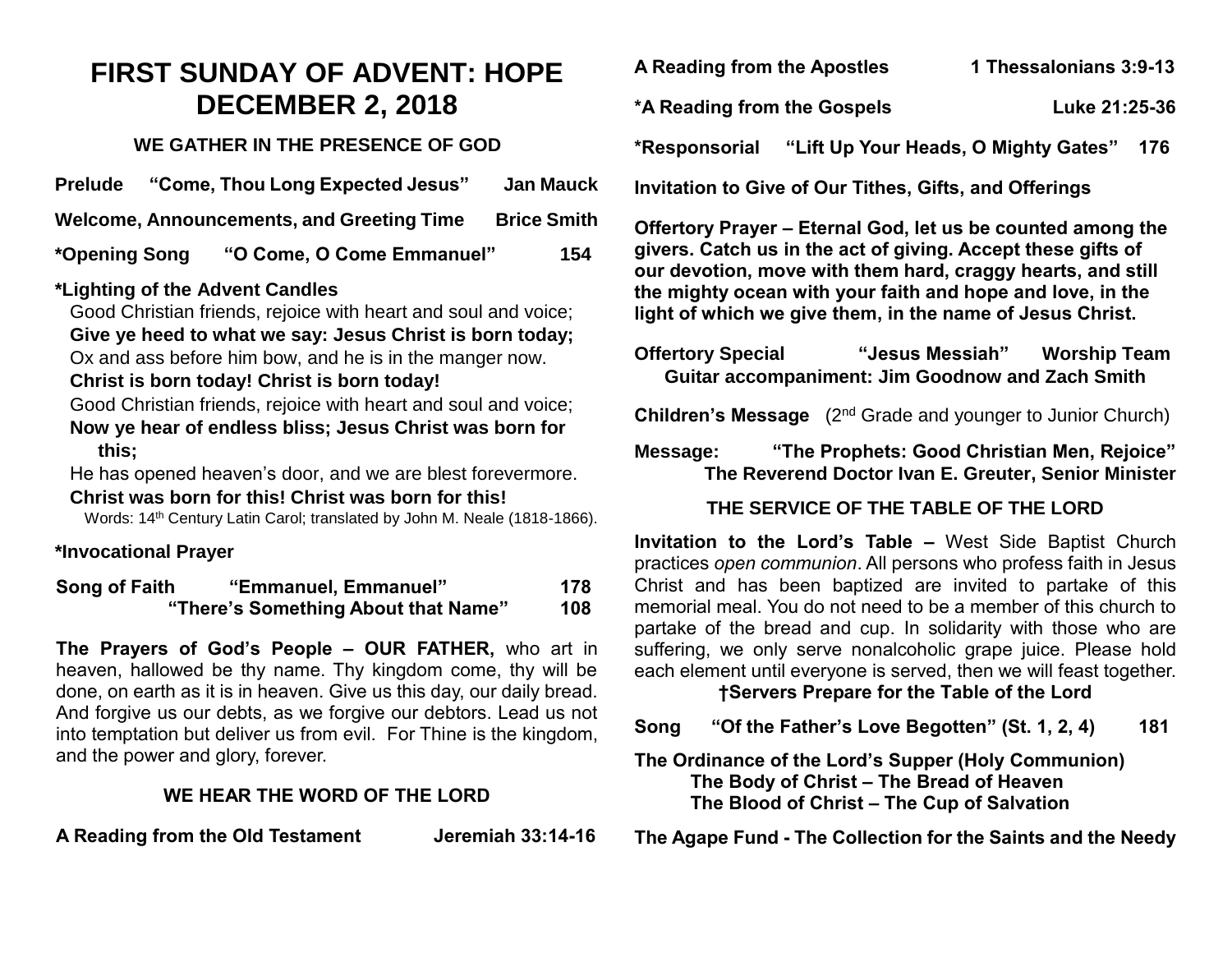# FIRST SUNDAY OF ADVENT: HOPE
# DECEMBER 2, 2018

### WE GATHER IN THE PRESENCE OF GOD

**Prelude** **"Come, Thou Long Expected Jesus"** **Jan Mauck**

**Welcome, Announcements, and Greeting Time** **Brice Smith**

**\*Opening Song** **"O Come, O Come Emmanuel"** **154**

**\*Lighting of the Advent Candles**

Good Christian friends, rejoice with heart and soul and voice;
**Give ye heed to what we say: Jesus Christ is born today;**
Ox and ass before him bow, and he is in the manger now.
**Christ is born today! Christ is born today!**
Good Christian friends, rejoice with heart and soul and voice;
**Now ye hear of endless bliss; Jesus Christ was born for this;**
He has opened heaven's door, and we are blest forevermore.
**Christ was born for this! Christ was born for this!**

Words: 14th Century Latin Carol; translated by John M. Neale (1818-1866).

**\*Invocational Prayer**

**Song of Faith** **"Emmanuel, Emmanuel"** **178**
**"There's Something About that Name"** **108**

**The Prayers of God's People – OUR FATHER,** who art in heaven, hallowed be thy name. Thy kingdom come, thy will be done, on earth as it is in heaven. Give us this day, our daily bread. And forgive us our debts, as we forgive our debtors. Lead us not into temptation but deliver us from evil. For Thine is the kingdom, and the power and glory, forever.

### WE HEAR THE WORD OF THE LORD

**A Reading from the Old Testament** **Jeremiah 33:14-16**

**A Reading from the Apostles** **1 Thessalonians 3:9-13**

**\*A Reading from the Gospels** **Luke 21:25-36**

**\*Responsorial** **"Lift Up Your Heads, O Mighty Gates"** **176**

**Invitation to Give of Our Tithes, Gifts, and Offerings**

**Offertory Prayer – Eternal God, let us be counted among the givers. Catch us in the act of giving. Accept these gifts of our devotion, move with them hard, craggy hearts, and still the mighty ocean with your faith and hope and love, in the light of which we give them, in the name of Jesus Christ.**

**Offertory Special** **"Jesus Messiah"** **Worship Team**
**Guitar accompaniment: Jim Goodnow and Zach Smith**

**Children's Message** (2nd Grade and younger to Junior Church)

**Message:** **"The Prophets: Good Christian Men, Rejoice"**
**The Reverend Doctor Ivan E. Greuter, Senior Minister**

### THE SERVICE OF THE TABLE OF THE LORD

**Invitation to the Lord's Table –** West Side Baptist Church practices *open communion*. All persons who profess faith in Jesus Christ and has been baptized are invited to partake of this memorial meal. You do not need to be a member of this church to partake of the bread and cup. In solidarity with those who are suffering, we only serve nonalcoholic grape juice. Please hold each element until everyone is served, then we will feast together.

**†Servers Prepare for the Table of the Lord**

**Song** **"Of the Father's Love Begotten" (St. 1, 2, 4)** **181**

**The Ordinance of the Lord's Supper (Holy Communion)**
**The Body of Christ – The Bread of Heaven**
**The Blood of Christ – The Cup of Salvation**

**The Agape Fund - The Collection for the Saints and the Needy**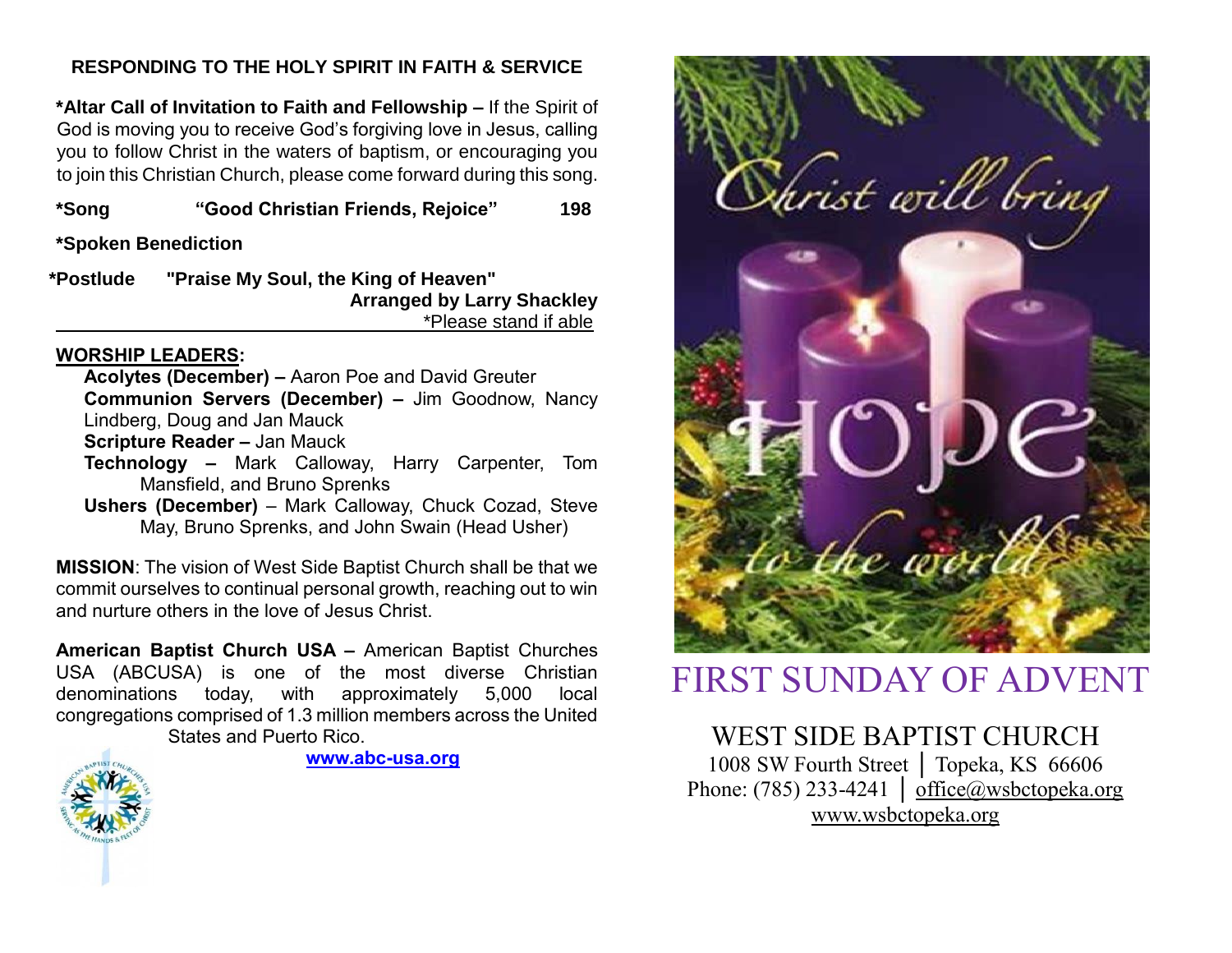## RESPONDING TO THE HOLY SPIRIT IN FAITH & SERVICE

**\*Altar Call of Invitation to Faith and Fellowship –** If the Spirit of God is moving you to receive God's forgiving love in Jesus, calling you to follow Christ in the waters of baptism, or encouraging you to join this Christian Church, please come forward during this song.

**\*Song "Good Christian Friends, Rejoice" 198**

**\*Spoken Benediction**

**\*Postlude "Praise My Soul, the King of Heaven"**
**Arranged by Larry Shackley**

\*Please stand if able

**WORSHIP LEADERS:**

**Acolytes (December) –** Aaron Poe and David Greuter
**Communion Servers (December) –** Jim Goodnow, Nancy Lindberg, Doug and Jan Mauck
**Scripture Reader –** Jan Mauck
**Technology –** Mark Calloway, Harry Carpenter, Tom Mansfield, and Bruno Sprenks
**Ushers (December)** – Mark Calloway, Chuck Cozad, Steve May, Bruno Sprenks, and John Swain (Head Usher)

**MISSION**: The vision of West Side Baptist Church shall be that we commit ourselves to continual personal growth, reaching out to win and nurture others in the love of Jesus Christ.

**American Baptist Church USA –** American Baptist Churches USA (ABCUSA) is one of the most diverse Christian denominations today, with approximately 5,000 local congregations comprised of 1.3 million members across the United States and Puerto Rico.

**www.abc-usa.org**

Christ will bring HOPE to the world

# FIRST SUNDAY OF ADVENT

## WEST SIDE BAPTIST CHURCH

1008 SW Fourth Street | Topeka, KS 66606
Phone: (785) 233-4241 | office@wsbctopeka.org
www.wsbctopeka.org